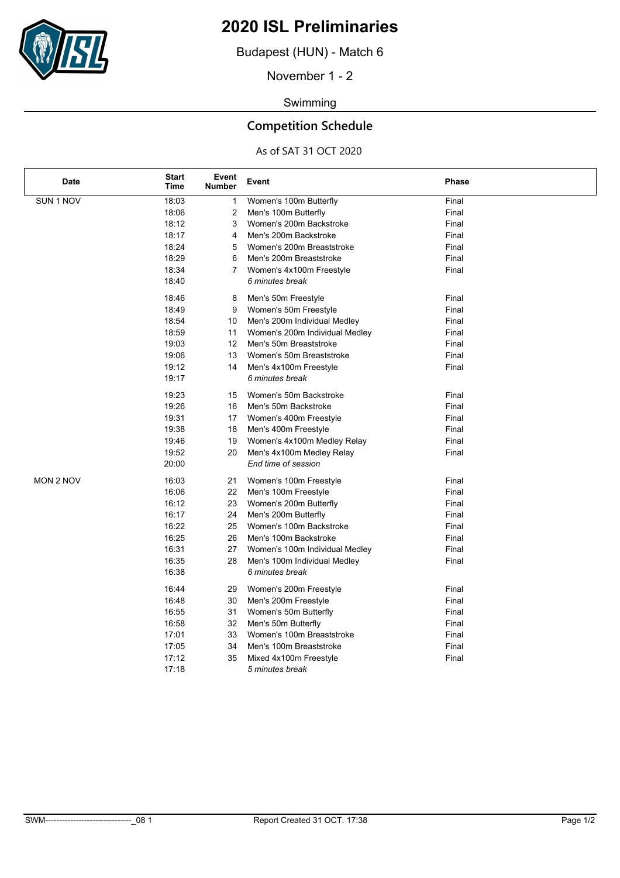# 2020 ISL Preliminaries

Budapest (HUN) - Match 6

November 1 - 2

Swimming

## Competition Schedule

As of SAT 31 OCT 2020

| Date | Start Time | Event Number | Event | Phase |
| --- | --- | --- | --- | --- |
| SUN 1 NOV | 18:03 | 1 | Women's 100m Butterfly | Final |
| | 18:06 | 2 | Men's 100m Butterfly | Final |
| | 18:12 | 3 | Women's 200m Backstroke | Final |
| | 18:17 | 4 | Men's 200m Backstroke | Final |
| | 18:24 | 5 | Women's 200m Breaststroke | Final |
| | 18:29 | 6 | Men's 200m Breaststroke | Final |
| | 18:34 | 7 | Women's 4x100m Freestyle | Final |
| | 18:40 | | *6 minutes break* | |
| | 18:46 | 8 | Men's 50m Freestyle | Final |
| | 18:49 | 9 | Women's 50m Freestyle | Final |
| | 18:54 | 10 | Men's 200m Individual Medley | Final |
| | 18:59 | 11 | Women's 200m Individual Medley | Final |
| | 19:03 | 12 | Men's 50m Breaststroke | Final |
| | 19:06 | 13 | Women's 50m Breaststroke | Final |
| | 19:12 | 14 | Men's 4x100m Freestyle | Final |
| | 19:17 | | *6 minutes break* | |
| | 19:23 | 15 | Women's 50m Backstroke | Final |
| | 19:26 | 16 | Men's 50m Backstroke | Final |
| | 19:31 | 17 | Women's 400m Freestyle | Final |
| | 19:38 | 18 | Men's 400m Freestyle | Final |
| | 19:46 | 19 | Women's 4x100m Medley Relay | Final |
| | 19:52 | 20 | Men's 4x100m Medley Relay | Final |
| | 20:00 | | *End time of session* | |
| MON 2 NOV | 16:03 | 21 | Women's 100m Freestyle | Final |
| | 16:06 | 22 | Men's 100m Freestyle | Final |
| | 16:12 | 23 | Women's 200m Butterfly | Final |
| | 16:17 | 24 | Men's 200m Butterfly | Final |
| | 16:22 | 25 | Women's 100m Backstroke | Final |
| | 16:25 | 26 | Men's 100m Backstroke | Final |
| | 16:31 | 27 | Women's 100m Individual Medley | Final |
| | 16:35 | 28 | Men's 100m Individual Medley | Final |
| | 16:38 | | *6 minutes break* | |
| | 16:44 | 29 | Women's 200m Freestyle | Final |
| | 16:48 | 30 | Men's 200m Freestyle | Final |
| | 16:55 | 31 | Women's 50m Butterfly | Final |
| | 16:58 | 32 | Men's 50m Butterfly | Final |
| | 17:01 | 33 | Women's 100m Breaststroke | Final |
| | 17:05 | 34 | Men's 100m Breaststroke | Final |
| | 17:12 | 35 | Mixed 4x100m Freestyle | Final |
| | 17:18 | | *5 minutes break* | |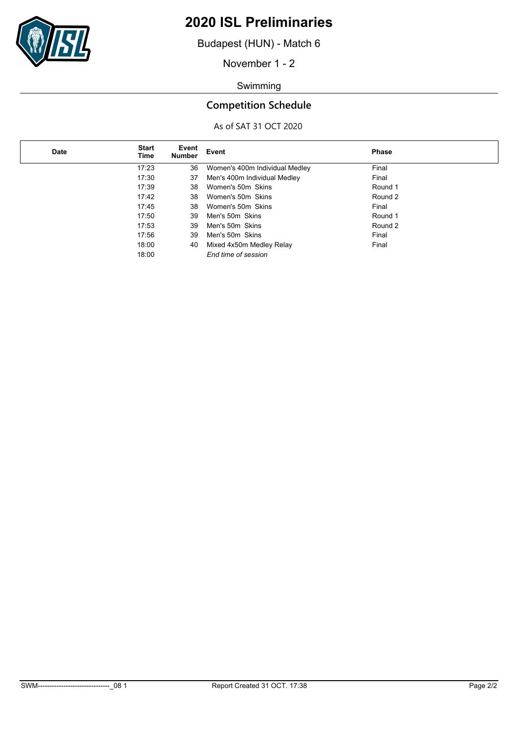# 2020 ISL Preliminaries

Budapest (HUN) - Match 6

November 1 - 2

Swimming

## Competition Schedule

As of SAT 31 OCT 2020

| Date | Start Time | Event Number | Event | Phase |
|---|---|---|---|---|
| | 17:23 | 36 | Women's 400m Individual Medley | Final |
| | 17:30 | 37 | Men's 400m Individual Medley | Final |
| | 17:39 | 38 | Women's 50m Skins | Round 1 |
| | 17:42 | 38 | Women's 50m Skins | Round 2 |
| | 17:45 | 38 | Women's 50m Skins | Final |
| | 17:50 | 39 | Men's 50m Skins | Round 1 |
| | 17:53 | 39 | Men's 50m Skins | Round 2 |
| | 17:56 | 39 | Men's 50m Skins | Final |
| | 18:00 | 40 | Mixed 4x50m Medley Relay | Final |
| | 18:00 | | *End time of session* | |

SWM-------------------------------_08 1 Report Created 31 OCT. 17:38